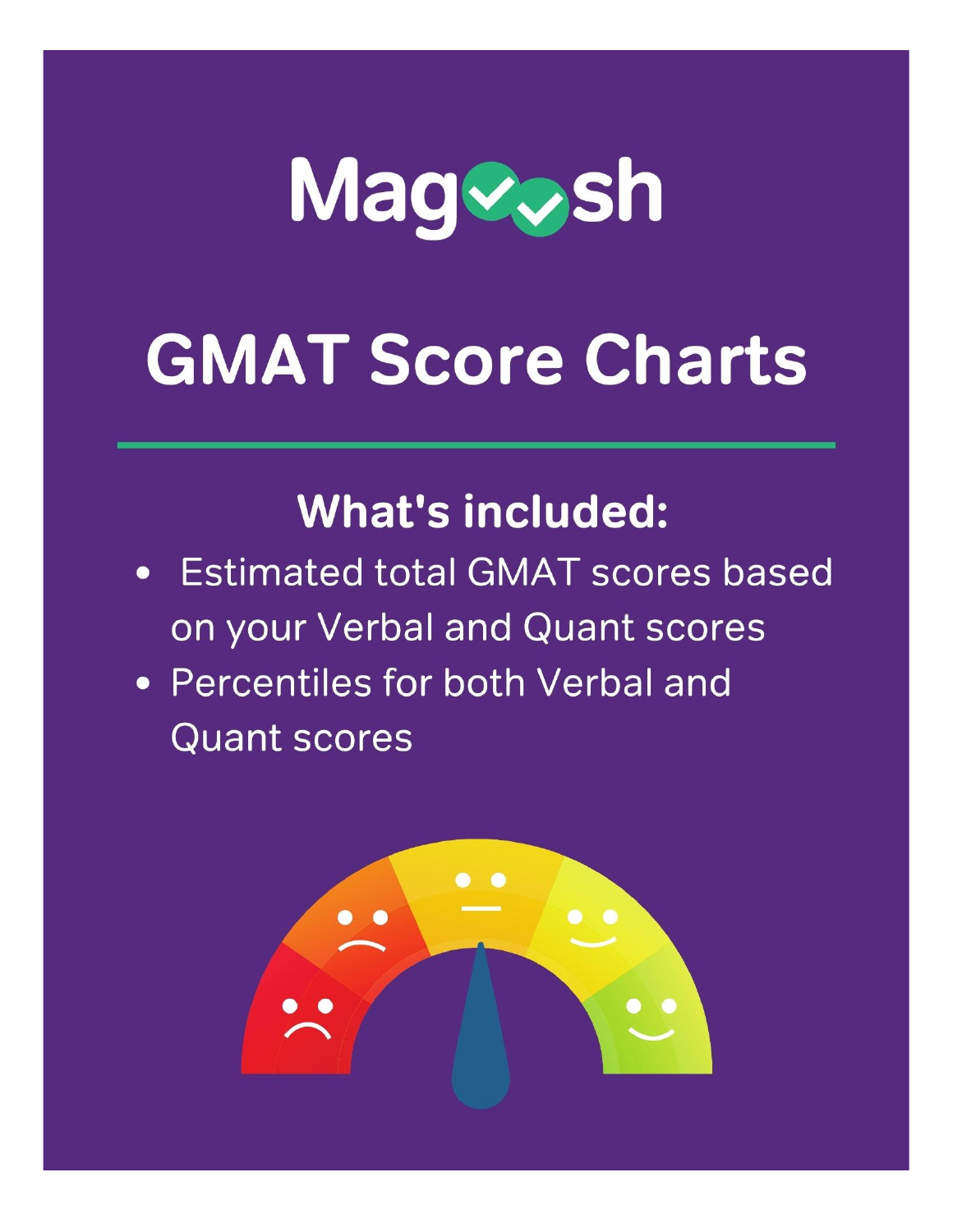Magoosh

# GMAT Score Charts

## What's included:

- Estimated total GMAT scores based on your Verbal and Quant scores
- Percentiles for both Verbal and Quant scores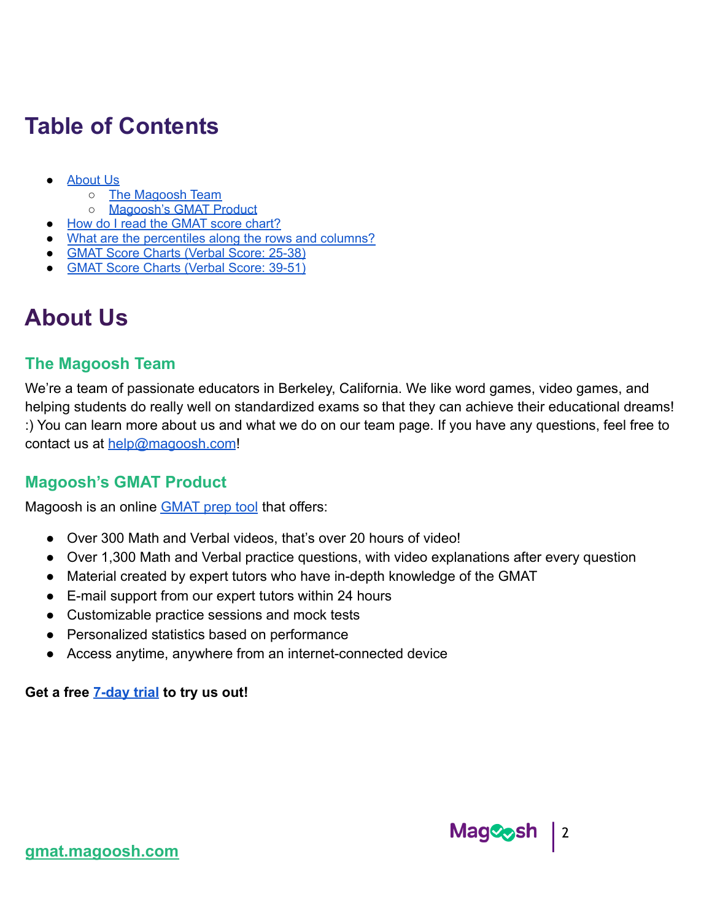# Table of Contents

- About Us
  - The Magoosh Team
  - Magoosh's GMAT Product
- How do I read the GMAT score chart?
- What are the percentiles along the rows and columns?
- GMAT Score Charts (Verbal Score: 25-38)
- GMAT Score Charts (Verbal Score: 39-51)

# About Us

## The Magoosh Team

We're a team of passionate educators in Berkeley, California. We like word games, video games, and helping students do really well on standardized exams so that they can achieve their educational dreams! :) You can learn more about us and what we do on our team page. If you have any questions, feel free to contact us at help@magoosh.com!

## Magoosh's GMAT Product

Magoosh is an online GMAT prep tool that offers:

- Over 300 Math and Verbal videos, that's over 20 hours of video!
- Over 1,300 Math and Verbal practice questions, with video explanations after every question
- Material created by expert tutors who have in-depth knowledge of the GMAT
- E-mail support from our expert tutors within 24 hours
- Customizable practice sessions and mock tests
- Personalized statistics based on performance
- Access anytime, anywhere from an internet-connected device

**Get a free 7-day trial to try us out!**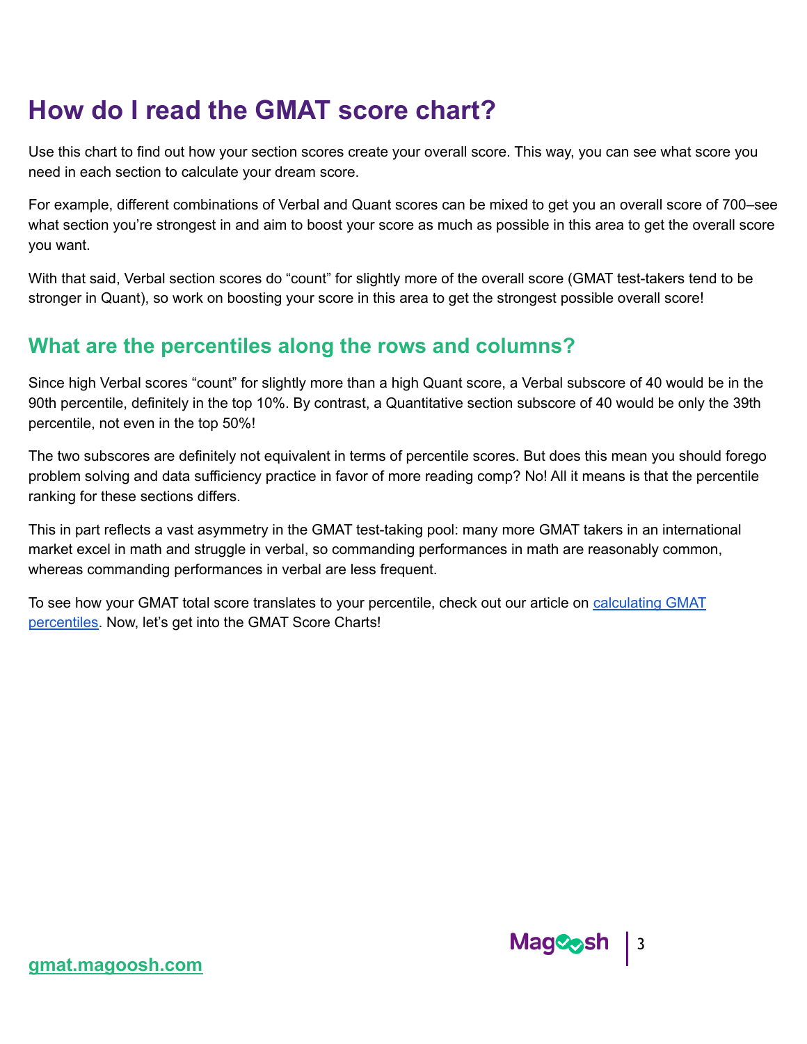# How do I read the GMAT score chart?

Use this chart to find out how your section scores create your overall score. This way, you can see what score you need in each section to calculate your dream score.

For example, different combinations of Verbal and Quant scores can be mixed to get you an overall score of 700–see what section you're strongest in and aim to boost your score as much as possible in this area to get the overall score you want.

With that said, Verbal section scores do "count" for slightly more of the overall score (GMAT test-takers tend to be stronger in Quant), so work on boosting your score in this area to get the strongest possible overall score!

## What are the percentiles along the rows and columns?

Since high Verbal scores "count" for slightly more than a high Quant score, a Verbal subscore of 40 would be in the 90th percentile, definitely in the top 10%. By contrast, a Quantitative section subscore of 40 would be only the 39th percentile, not even in the top 50%!

The two subscores are definitely not equivalent in terms of percentile scores. But does this mean you should forego problem solving and data sufficiency practice in favor of more reading comp? No! All it means is that the percentile ranking for these sections differs.

This in part reflects a vast asymmetry in the GMAT test-taking pool: many more GMAT takers in an international market excel in math and struggle in verbal, so commanding performances in math are reasonably common, whereas commanding performances in verbal are less frequent.

To see how your GMAT total score translates to your percentile, check out our article on [calculating GMAT percentiles](). Now, let's get into the GMAT Score Charts!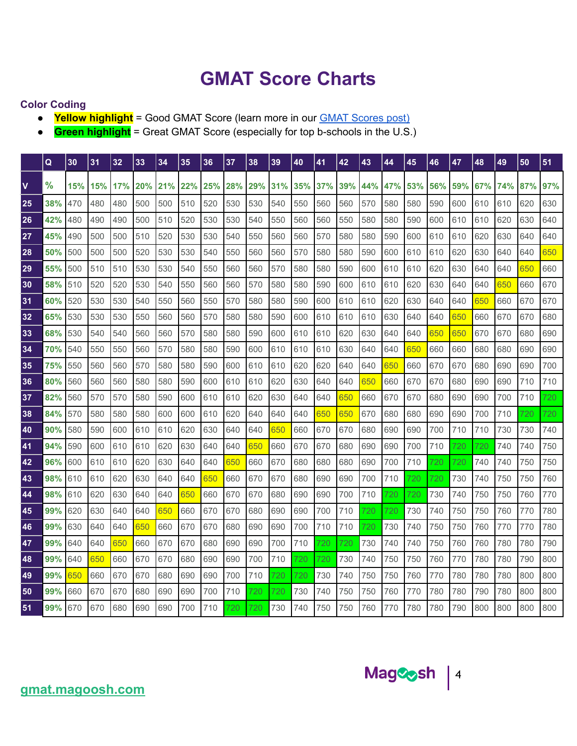# GMAT Score Charts

**Color Coding**

- **Yellow highlight** = Good GMAT Score (learn more in our [GMAT Scores post)](#)
- **Green highlight** = Great GMAT Score (especially for top b-schools in the U.S.)

| | Q | 30 | 31 | 32 | 33 | 34 | 35 | 36 | 37 | 38 | 39 | 40 | 41 | 42 | 43 | 44 | 45 | 46 | 47 | 48 | 49 | 50 | 51 |
|---|---|---|---|---|---|---|---|---|---|---|---|---|---|---|---|---|---|---|---|---|---|---|---|
| V | % | 15% | 15% | 17% | 20% | 21% | 22% | 25% | 28% | 29% | 31% | 35% | 37% | 39% | 44% | 47% | 53% | 56% | 59% | 67% | 74% | 87% | 97% |
| 25 | 38% | 470 | 480 | 480 | 500 | 500 | 510 | 520 | 530 | 530 | 540 | 550 | 560 | 560 | 570 | 580 | 580 | 590 | 600 | 610 | 610 | 620 | 630 |
| 26 | 42% | 480 | 490 | 490 | 500 | 510 | 520 | 530 | 530 | 540 | 550 | 560 | 560 | 550 | 580 | 580 | 590 | 600 | 610 | 610 | 620 | 630 | 640 |
| 27 | 45% | 490 | 500 | 500 | 510 | 520 | 530 | 530 | 540 | 550 | 560 | 560 | 570 | 580 | 580 | 590 | 600 | 610 | 610 | 620 | 630 | 640 | 640 |
| 28 | 50% | 500 | 500 | 500 | 520 | 530 | 530 | 540 | 550 | 560 | 560 | 570 | 580 | 580 | 590 | 600 | 610 | 610 | 620 | 630 | 640 | 640 | 650 |
| 29 | 55% | 500 | 510 | 510 | 530 | 530 | 540 | 550 | 560 | 560 | 570 | 580 | 580 | 590 | 600 | 610 | 610 | 620 | 630 | 640 | 640 | 650 | 660 |
| 30 | 58% | 510 | 520 | 520 | 530 | 540 | 550 | 560 | 560 | 570 | 580 | 580 | 590 | 600 | 610 | 610 | 620 | 630 | 640 | 640 | 650 | 660 | 670 |
| 31 | 60% | 520 | 530 | 530 | 540 | 550 | 560 | 550 | 570 | 580 | 580 | 590 | 600 | 610 | 610 | 620 | 630 | 640 | 640 | 650 | 660 | 670 | 670 |
| 32 | 65% | 530 | 530 | 530 | 550 | 560 | 560 | 570 | 580 | 580 | 590 | 600 | 610 | 610 | 610 | 630 | 640 | 640 | 650 | 660 | 670 | 670 | 680 |
| 33 | 68% | 530 | 540 | 540 | 560 | 560 | 570 | 580 | 580 | 590 | 600 | 610 | 610 | 620 | 630 | 640 | 640 | 650 | 650 | 670 | 670 | 680 | 690 |
| 34 | 70% | 540 | 550 | 550 | 560 | 570 | 580 | 580 | 590 | 600 | 610 | 610 | 610 | 630 | 640 | 640 | 650 | 660 | 660 | 680 | 680 | 690 | 690 |
| 35 | 75% | 550 | 560 | 560 | 570 | 580 | 580 | 590 | 600 | 610 | 610 | 620 | 620 | 640 | 640 | 650 | 660 | 670 | 670 | 680 | 690 | 690 | 700 |
| 36 | 80% | 560 | 560 | 560 | 580 | 580 | 590 | 600 | 610 | 610 | 620 | 630 | 640 | 640 | 650 | 660 | 670 | 670 | 680 | 690 | 690 | 710 | 710 |
| 37 | 82% | 560 | 570 | 570 | 580 | 590 | 600 | 610 | 610 | 620 | 630 | 640 | 640 | 650 | 660 | 670 | 670 | 680 | 690 | 690 | 700 | 710 | 720 |
| 38 | 84% | 570 | 580 | 580 | 580 | 600 | 600 | 610 | 620 | 640 | 640 | 640 | 650 | 650 | 670 | 680 | 680 | 690 | 690 | 700 | 710 | 720 | 720 |
| 40 | 90% | 580 | 590 | 600 | 610 | 610 | 620 | 630 | 640 | 640 | 650 | 660 | 670 | 670 | 680 | 690 | 690 | 700 | 710 | 710 | 730 | 730 | 740 |
| 41 | 94% | 590 | 600 | 610 | 610 | 620 | 630 | 640 | 640 | 650 | 660 | 670 | 670 | 680 | 690 | 690 | 700 | 710 | 720 | 720 | 740 | 740 | 750 |
| 42 | 96% | 600 | 610 | 610 | 620 | 630 | 640 | 640 | 650 | 660 | 670 | 680 | 680 | 680 | 690 | 700 | 710 | 720 | 720 | 740 | 740 | 750 | 750 |
| 43 | 98% | 610 | 610 | 620 | 630 | 640 | 640 | 650 | 660 | 670 | 670 | 680 | 690 | 690 | 700 | 710 | 720 | 720 | 730 | 740 | 750 | 750 | 760 |
| 44 | 98% | 610 | 620 | 630 | 640 | 640 | 650 | 660 | 670 | 670 | 680 | 690 | 690 | 700 | 710 | 720 | 720 | 730 | 740 | 750 | 750 | 760 | 770 |
| 45 | 99% | 620 | 630 | 640 | 640 | 650 | 660 | 670 | 670 | 680 | 690 | 690 | 700 | 710 | 720 | 720 | 730 | 740 | 750 | 750 | 760 | 770 | 780 |
| 46 | 99% | 630 | 640 | 640 | 650 | 660 | 670 | 670 | 680 | 690 | 690 | 700 | 710 | 710 | 720 | 730 | 740 | 750 | 750 | 760 | 770 | 770 | 780 |
| 47 | 99% | 640 | 640 | 650 | 660 | 670 | 670 | 680 | 690 | 690 | 700 | 710 | 720 | 720 | 730 | 740 | 740 | 750 | 760 | 760 | 780 | 780 | 790 |
| 48 | 99% | 640 | 650 | 660 | 670 | 670 | 680 | 690 | 690 | 700 | 710 | 720 | 720 | 730 | 740 | 750 | 750 | 760 | 770 | 780 | 780 | 790 | 800 |
| 49 | 99% | 650 | 660 | 670 | 670 | 680 | 690 | 690 | 700 | 710 | 720 | 720 | 730 | 740 | 750 | 750 | 760 | 770 | 780 | 780 | 780 | 800 | 800 |
| 50 | 99% | 660 | 670 | 670 | 680 | 690 | 690 | 700 | 710 | 720 | 720 | 730 | 740 | 750 | 750 | 760 | 770 | 780 | 780 | 790 | 780 | 800 | 800 |
| 51 | 99% | 670 | 670 | 680 | 690 | 690 | 700 | 710 | 720 | 720 | 730 | 740 | 750 | 750 | 760 | 770 | 780 | 780 | 790 | 800 | 800 | 800 | 800 |

gmat.magoosh.com

Magoosh